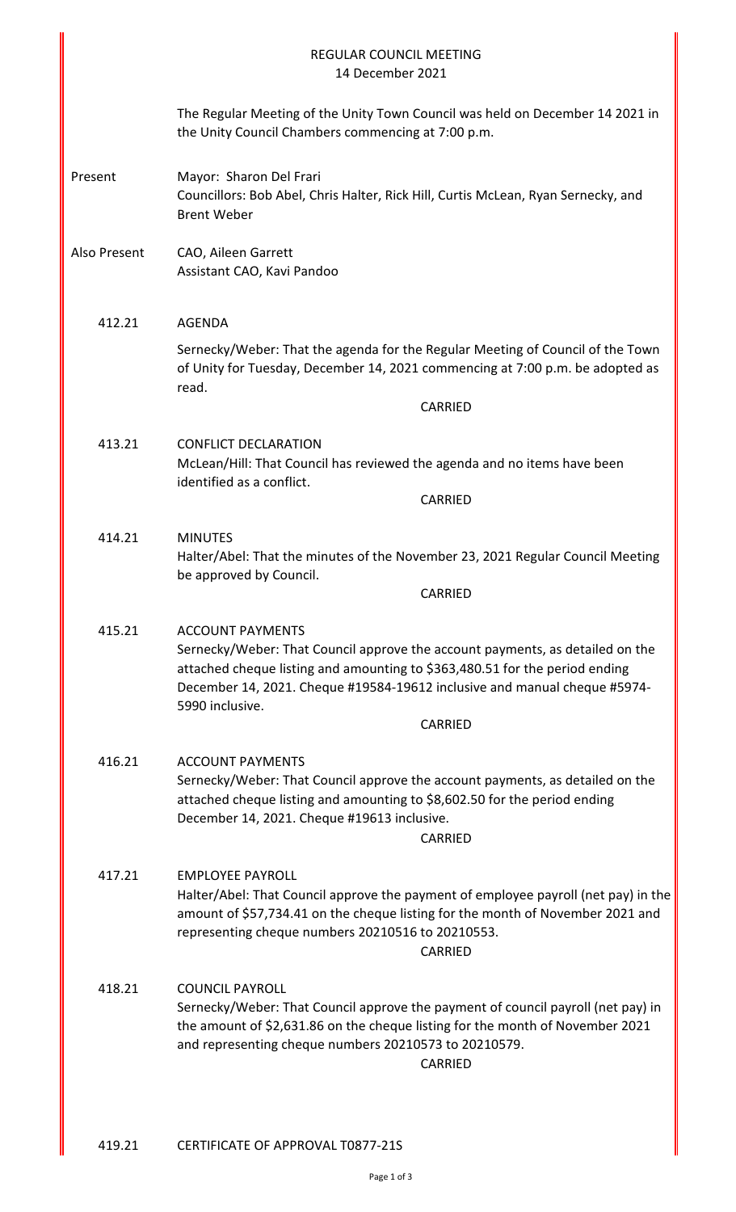# REGULAR COUNCIL MEETING
14 December 2021

The Regular Meeting of the Unity Town Council was held on December 14 2021 in the Unity Council Chambers commencing at 7:00 p.m.

**Present**
Mayor: Sharon Del Frari
Councillors: Bob Abel, Chris Halter, Rick Hill, Curtis McLean, Ryan Sernecky, and Brent Weber

**Also Present**
CAO, Aileen Garrett
Assistant CAO, Kavi Pandoo

**412.21 AGENDA**

Sernecky/Weber: That the agenda for the Regular Meeting of Council of the Town of Unity for Tuesday, December 14, 2021 commencing at 7:00 p.m. be adopted as read.

CARRIED

**413.21 CONFLICT DECLARATION**

McLean/Hill: That Council has reviewed the agenda and no items have been identified as a conflict.

CARRIED

**414.21 MINUTES**

Halter/Abel: That the minutes of the November 23, 2021 Regular Council Meeting be approved by Council.

CARRIED

**415.21 ACCOUNT PAYMENTS**

Sernecky/Weber: That Council approve the account payments, as detailed on the attached cheque listing and amounting to $363,480.51 for the period ending December 14, 2021. Cheque #19584-19612 inclusive and manual cheque #5974-5990 inclusive.

CARRIED

**416.21 ACCOUNT PAYMENTS**

Sernecky/Weber: That Council approve the account payments, as detailed on the attached cheque listing and amounting to $8,602.50 for the period ending December 14, 2021. Cheque #19613 inclusive.

CARRIED

**417.21 EMPLOYEE PAYROLL**

Halter/Abel: That Council approve the payment of employee payroll (net pay) in the amount of $57,734.41 on the cheque listing for the month of November 2021 and representing cheque numbers 20210516 to 20210553.

CARRIED

**418.21 COUNCIL PAYROLL**

Sernecky/Weber: That Council approve the payment of council payroll (net pay) in the amount of $2,631.86 on the cheque listing for the month of November 2021 and representing cheque numbers 20210573 to 20210579.

CARRIED

**419.21 CERTIFICATE OF APPROVAL T0877-21S**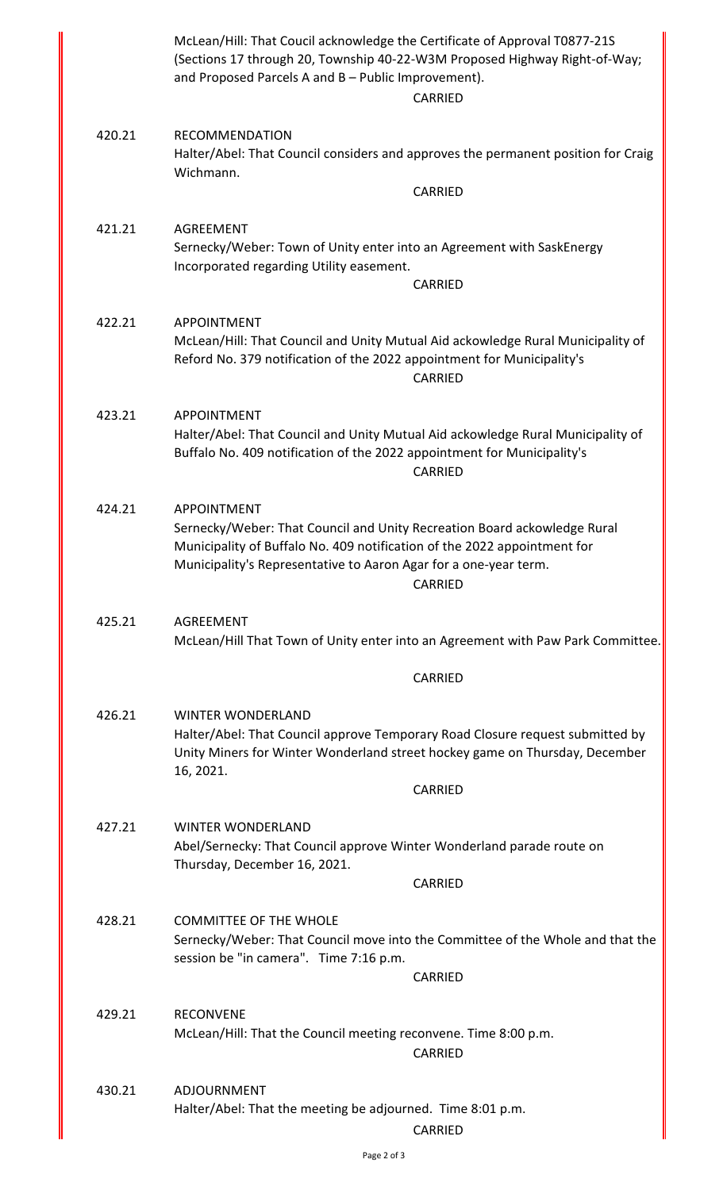McLean/Hill: That Coucil acknowledge the Certificate of Approval T0877-21S (Sections 17 through 20, Township 40-22-W3M Proposed Highway Right-of-Way; and Proposed Parcels A and B – Public Improvement).

CARRIED

420.21 RECOMMENDATION

Halter/Abel: That Council considers and approves the permanent position for Craig Wichmann.

CARRIED

421.21 AGREEMENT

Sernecky/Weber: Town of Unity enter into an Agreement with SaskEnergy Incorporated regarding Utility easement.

CARRIED

422.21 APPOINTMENT

McLean/Hill: That Council and Unity Mutual Aid ackowledge Rural Municipality of Reford No. 379 notification of the 2022 appointment for Municipality's

CARRIED

423.21 APPOINTMENT

Halter/Abel: That Council and Unity Mutual Aid ackowledge Rural Municipality of Buffalo No. 409 notification of the 2022 appointment for Municipality's

CARRIED

424.21 APPOINTMENT

Sernecky/Weber: That Council and Unity Recreation Board ackowledge Rural Municipality of Buffalo No. 409 notification of the 2022 appointment for Municipality's Representative to Aaron Agar for a one-year term.

CARRIED

425.21 AGREEMENT

McLean/Hill That Town of Unity enter into an Agreement with Paw Park Committee.

CARRIED

426.21 WINTER WONDERLAND

Halter/Abel: That Council approve Temporary Road Closure request submitted by Unity Miners for Winter Wonderland street hockey game on Thursday, December 16, 2021.

CARRIED

427.21 WINTER WONDERLAND

Abel/Sernecky: That Council approve Winter Wonderland parade route on Thursday, December 16, 2021.

CARRIED

428.21 COMMITTEE OF THE WHOLE

Sernecky/Weber: That Council move into the Committee of the Whole and that the session be "in camera". Time 7:16 p.m.

CARRIED

429.21 RECONVENE

McLean/Hill: That the Council meeting reconvene. Time 8:00 p.m.

CARRIED

430.21 ADJOURNMENT

Halter/Abel: That the meeting be adjourned. Time 8:01 p.m.

CARRIED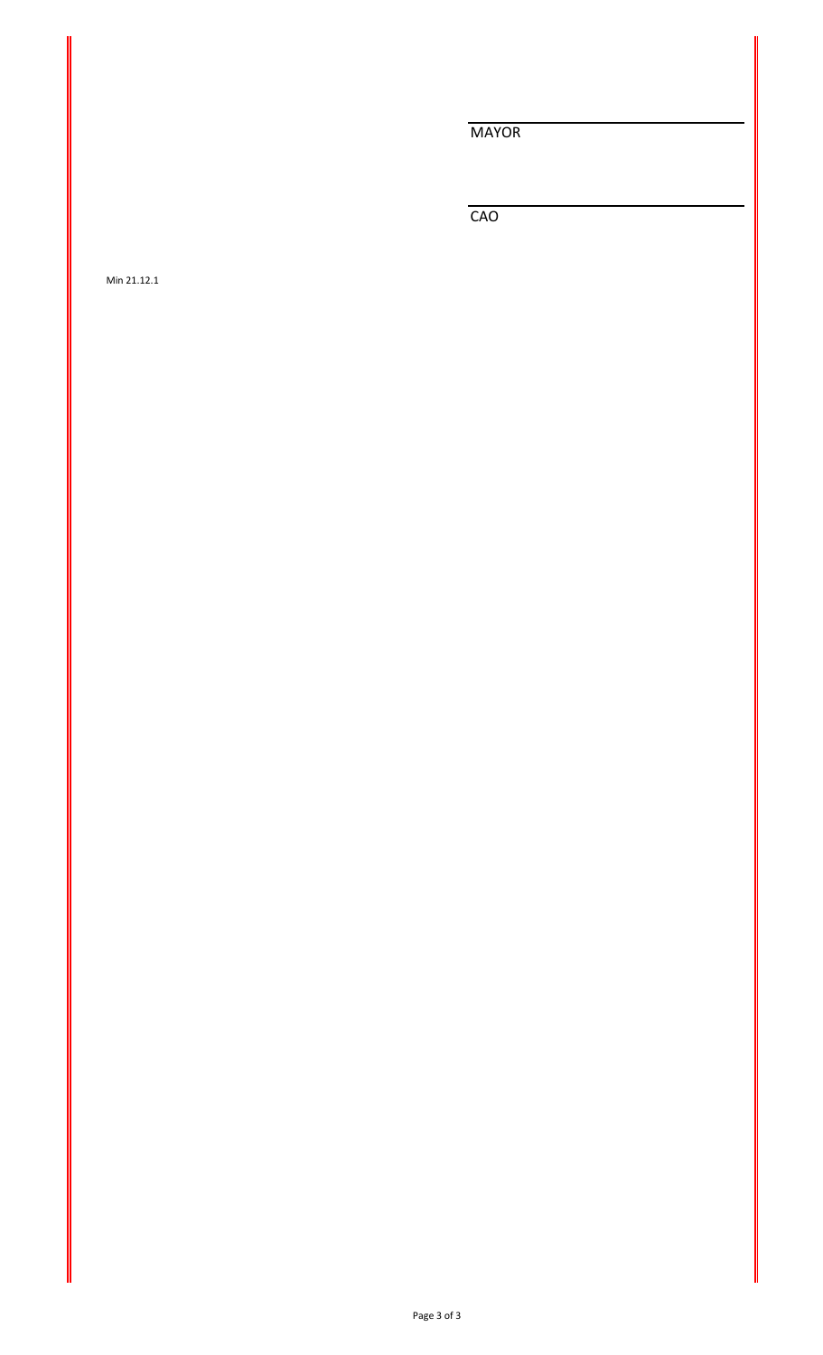______________________________
MAYOR

______________________________
CAO

Min 21.12.1